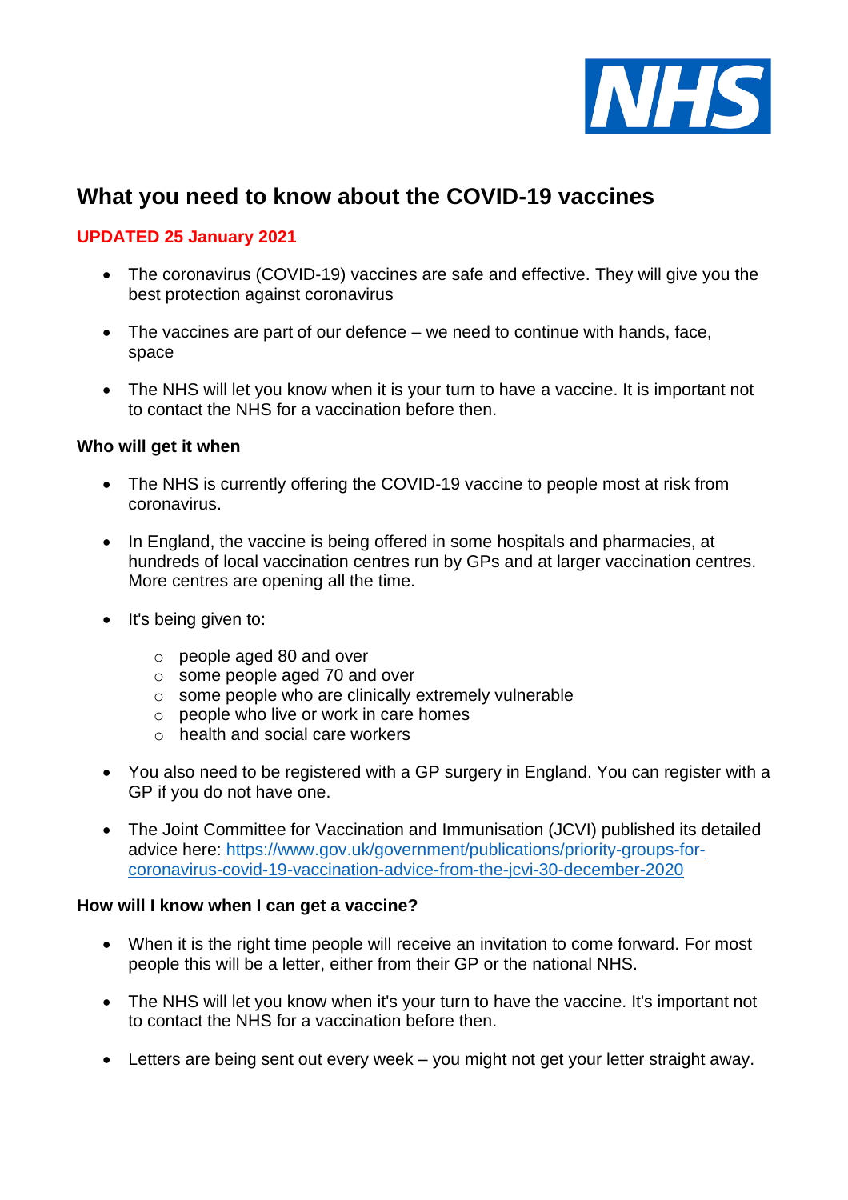NHS

# What you need to know about the COVID-19 vaccines

**UPDATED 25 January 2021**

- The coronavirus (COVID-19) vaccines are safe and effective. They will give you the best protection against coronavirus
- The vaccines are part of our defence – we need to continue with hands, face, space
- The NHS will let you know when it is your turn to have a vaccine. It is important not to contact the NHS for a vaccination before then.

### Who will get it when

- The NHS is currently offering the COVID-19 vaccine to people most at risk from coronavirus.
- In England, the vaccine is being offered in some hospitals and pharmacies, at hundreds of local vaccination centres run by GPs and at larger vaccination centres. More centres are opening all the time.
- It's being given to:
  - people aged 80 and over
  - some people aged 70 and over
  - some people who are clinically extremely vulnerable
  - people who live or work in care homes
  - health and social care workers
- You also need to be registered with a GP surgery in England. You can register with a GP if you do not have one.
- The Joint Committee for Vaccination and Immunisation (JCVI) published its detailed advice here: https://www.gov.uk/government/publications/priority-groups-for-coronavirus-covid-19-vaccination-advice-from-the-jcvi-30-december-2020

### How will I know when I can get a vaccine?

- When it is the right time people will receive an invitation to come forward. For most people this will be a letter, either from their GP or the national NHS.
- The NHS will let you know when it's your turn to have the vaccine. It's important not to contact the NHS for a vaccination before then.
- Letters are being sent out every week – you might not get your letter straight away.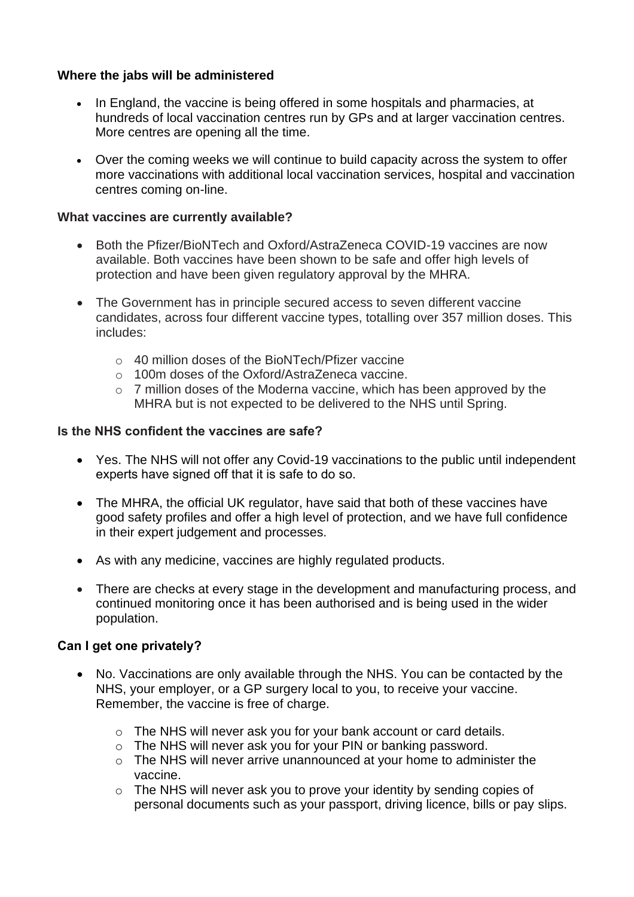**Where the jabs will be administered**

- In England, the vaccine is being offered in some hospitals and pharmacies, at hundreds of local vaccination centres run by GPs and at larger vaccination centres. More centres are opening all the time.
- Over the coming weeks we will continue to build capacity across the system to offer more vaccinations with additional local vaccination services, hospital and vaccination centres coming on-line.

**What vaccines are currently available?**

- Both the Pfizer/BioNTech and Oxford/AstraZeneca COVID-19 vaccines are now available. Both vaccines have been shown to be safe and offer high levels of protection and have been given regulatory approval by the MHRA.
- The Government has in principle secured access to seven different vaccine candidates, across four different vaccine types, totalling over 357 million doses. This includes:
  - 40 million doses of the BioNTech/Pfizer vaccine
  - 100m doses of the Oxford/AstraZeneca vaccine.
  - 7 million doses of the Moderna vaccine, which has been approved by the MHRA but is not expected to be delivered to the NHS until Spring.

**Is the NHS confident the vaccines are safe?**

- Yes. The NHS will not offer any Covid-19 vaccinations to the public until independent experts have signed off that it is safe to do so.
- The MHRA, the official UK regulator, have said that both of these vaccines have good safety profiles and offer a high level of protection, and we have full confidence in their expert judgement and processes.
- As with any medicine, vaccines are highly regulated products.
- There are checks at every stage in the development and manufacturing process, and continued monitoring once it has been authorised and is being used in the wider population.

**Can I get one privately?**

- No. Vaccinations are only available through the NHS. You can be contacted by the NHS, your employer, or a GP surgery local to you, to receive your vaccine. Remember, the vaccine is free of charge.
  - The NHS will never ask you for your bank account or card details.
  - The NHS will never ask you for your PIN or banking password.
  - The NHS will never arrive unannounced at your home to administer the vaccine.
  - The NHS will never ask you to prove your identity by sending copies of personal documents such as your passport, driving licence, bills or pay slips.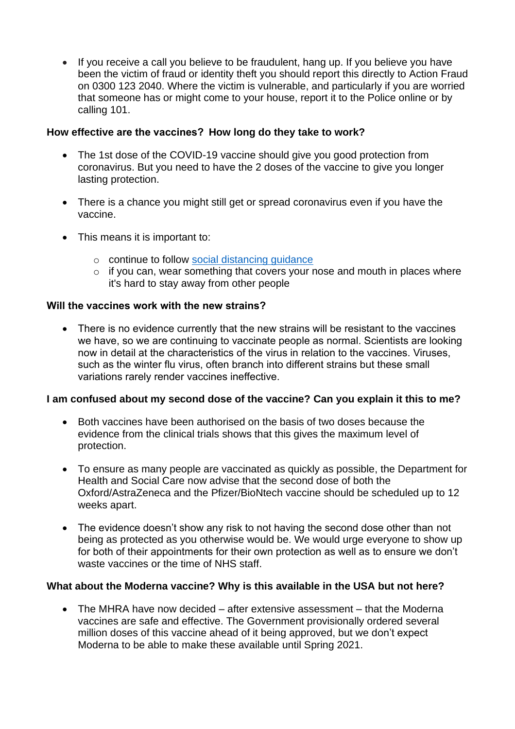- If you receive a call you believe to be fraudulent, hang up. If you believe you have been the victim of fraud or identity theft you should report this directly to Action Fraud on 0300 123 2040. Where the victim is vulnerable, and particularly if you are worried that someone has or might come to your house, report it to the Police online or by calling 101.

**How effective are the vaccines? How long do they take to work?**

- The 1st dose of the COVID-19 vaccine should give you good protection from coronavirus. But you need to have the 2 doses of the vaccine to give you longer lasting protection.

- There is a chance you might still get or spread coronavirus even if you have the vaccine.

- This means it is important to:
    - continue to follow [social distancing guidance]()
    - if you can, wear something that covers your nose and mouth in places where it's hard to stay away from other people

**Will the vaccines work with the new strains?**

- There is no evidence currently that the new strains will be resistant to the vaccines we have, so we are continuing to vaccinate people as normal. Scientists are looking now in detail at the characteristics of the virus in relation to the vaccines. Viruses, such as the winter flu virus, often branch into different strains but these small variations rarely render vaccines ineffective.

**I am confused about my second dose of the vaccine? Can you explain it this to me?**

- Both vaccines have been authorised on the basis of two doses because the evidence from the clinical trials shows that this gives the maximum level of protection.

- To ensure as many people are vaccinated as quickly as possible, the Department for Health and Social Care now advise that the second dose of both the Oxford/AstraZeneca and the Pfizer/BioNtech vaccine should be scheduled up to 12 weeks apart.

- The evidence doesn't show any risk to not having the second dose other than not being as protected as you otherwise would be. We would urge everyone to show up for both of their appointments for their own protection as well as to ensure we don't waste vaccines or the time of NHS staff.

**What about the Moderna vaccine? Why is this available in the USA but not here?**

- The MHRA have now decided – after extensive assessment – that the Moderna vaccines are safe and effective. The Government provisionally ordered several million doses of this vaccine ahead of it being approved, but we don't expect Moderna to be able to make these available until Spring 2021.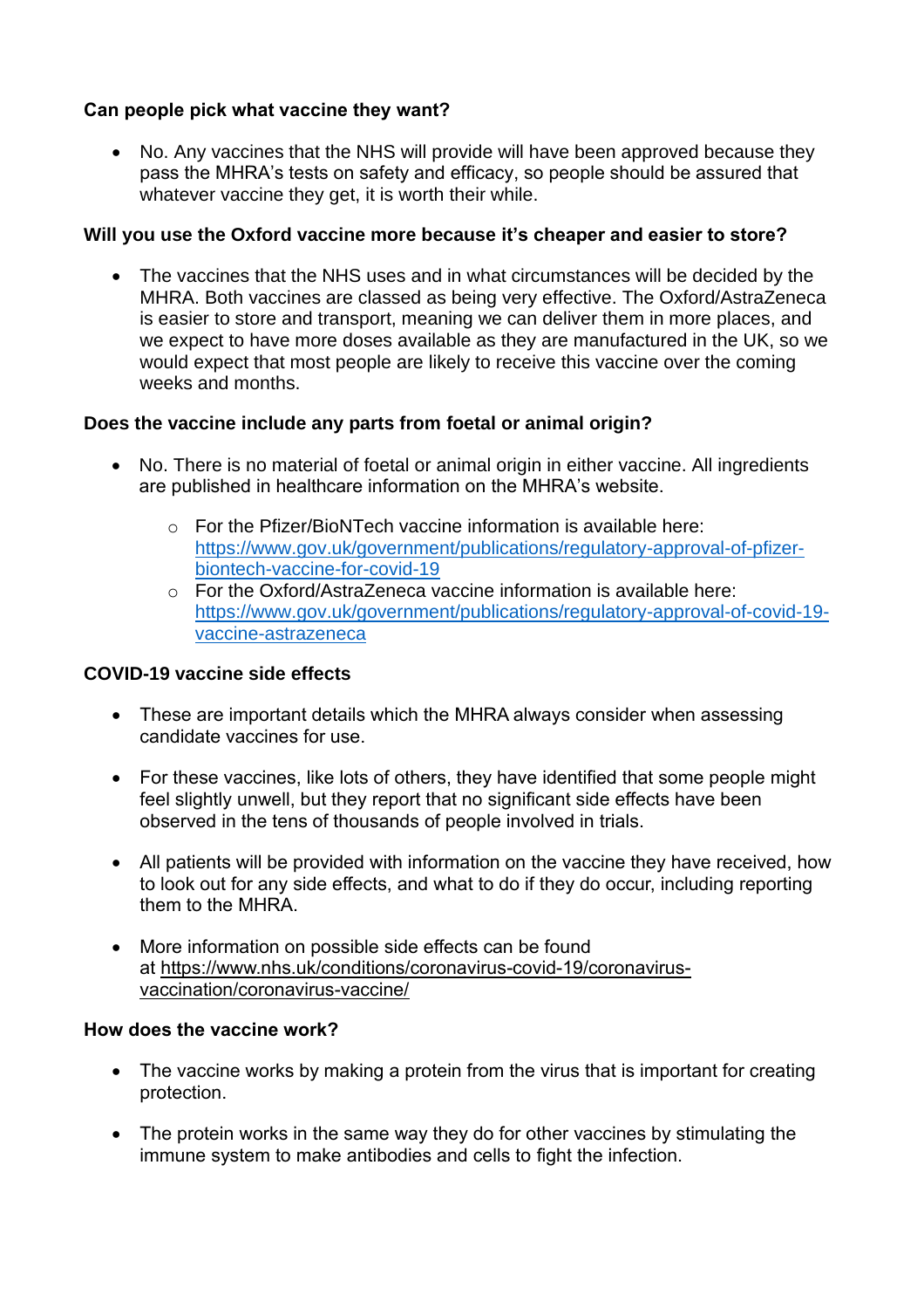**Can people pick what vaccine they want?**

- No. Any vaccines that the NHS will provide will have been approved because they pass the MHRA's tests on safety and efficacy, so people should be assured that whatever vaccine they get, it is worth their while.

**Will you use the Oxford vaccine more because it's cheaper and easier to store?**

- The vaccines that the NHS uses and in what circumstances will be decided by the MHRA. Both vaccines are classed as being very effective. The Oxford/AstraZeneca is easier to store and transport, meaning we can deliver them in more places, and we expect to have more doses available as they are manufactured in the UK, so we would expect that most people are likely to receive this vaccine over the coming weeks and months.

**Does the vaccine include any parts from foetal or animal origin?**

- No. There is no material of foetal or animal origin in either vaccine. All ingredients are published in healthcare information on the MHRA's website.
    - For the Pfizer/BioNTech vaccine information is available here: [https://www.gov.uk/government/publications/regulatory-approval-of-pfizer-biontech-vaccine-for-covid-19](https://www.gov.uk/government/publications/regulatory-approval-of-pfizer-biontech-vaccine-for-covid-19)
    - For the Oxford/AstraZeneca vaccine information is available here: [https://www.gov.uk/government/publications/regulatory-approval-of-covid-19-vaccine-astrazeneca](https://www.gov.uk/government/publications/regulatory-approval-of-covid-19-vaccine-astrazeneca)

**COVID-19 vaccine side effects**

- These are important details which the MHRA always consider when assessing candidate vaccines for use.

- For these vaccines, like lots of others, they have identified that some people might feel slightly unwell, but they report that no significant side effects have been observed in the tens of thousands of people involved in trials.

- All patients will be provided with information on the vaccine they have received, how to look out for any side effects, and what to do if they do occur, including reporting them to the MHRA.

- More information on possible side effects can be found at [https://www.nhs.uk/conditions/coronavirus-covid-19/coronavirus-vaccination/coronavirus-vaccine/](https://www.nhs.uk/conditions/coronavirus-covid-19/coronavirus-vaccination/coronavirus-vaccine/)

**How does the vaccine work?**

- The vaccine works by making a protein from the virus that is important for creating protection.

- The protein works in the same way they do for other vaccines by stimulating the immune system to make antibodies and cells to fight the infection.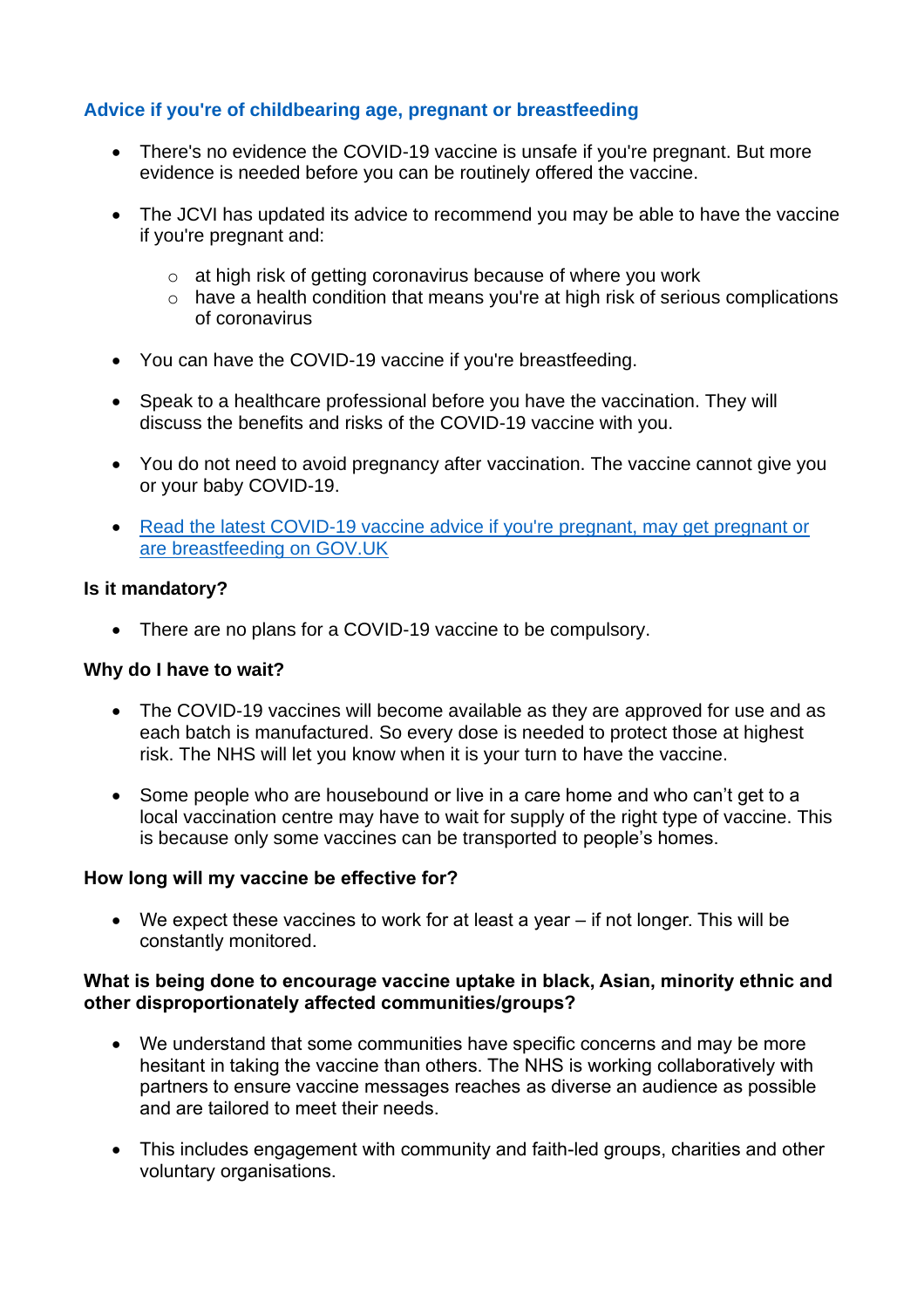### Advice if you're of childbearing age, pregnant or breastfeeding

- There's no evidence the COVID-19 vaccine is unsafe if you're pregnant. But more evidence is needed before you can be routinely offered the vaccine.
- The JCVI has updated its advice to recommend you may be able to have the vaccine if you're pregnant and:
  - at high risk of getting coronavirus because of where you work
  - have a health condition that means you're at high risk of serious complications of coronavirus
- You can have the COVID-19 vaccine if you're breastfeeding.
- Speak to a healthcare professional before you have the vaccination. They will discuss the benefits and risks of the COVID-19 vaccine with you.
- You do not need to avoid pregnancy after vaccination. The vaccine cannot give you or your baby COVID-19.
- Read the latest COVID-19 vaccine advice if you're pregnant, may get pregnant or are breastfeeding on GOV.UK

**Is it mandatory?**

- There are no plans for a COVID-19 vaccine to be compulsory.

**Why do I have to wait?**

- The COVID-19 vaccines will become available as they are approved for use and as each batch is manufactured. So every dose is needed to protect those at highest risk. The NHS will let you know when it is your turn to have the vaccine.
- Some people who are housebound or live in a care home and who can't get to a local vaccination centre may have to wait for supply of the right type of vaccine. This is because only some vaccines can be transported to people's homes.

**How long will my vaccine be effective for?**

- We expect these vaccines to work for at least a year – if not longer. This will be constantly monitored.

**What is being done to encourage vaccine uptake in black, Asian, minority ethnic and other disproportionately affected communities/groups?**

- We understand that some communities have specific concerns and may be more hesitant in taking the vaccine than others. The NHS is working collaboratively with partners to ensure vaccine messages reaches as diverse an audience as possible and are tailored to meet their needs.
- This includes engagement with community and faith-led groups, charities and other voluntary organisations.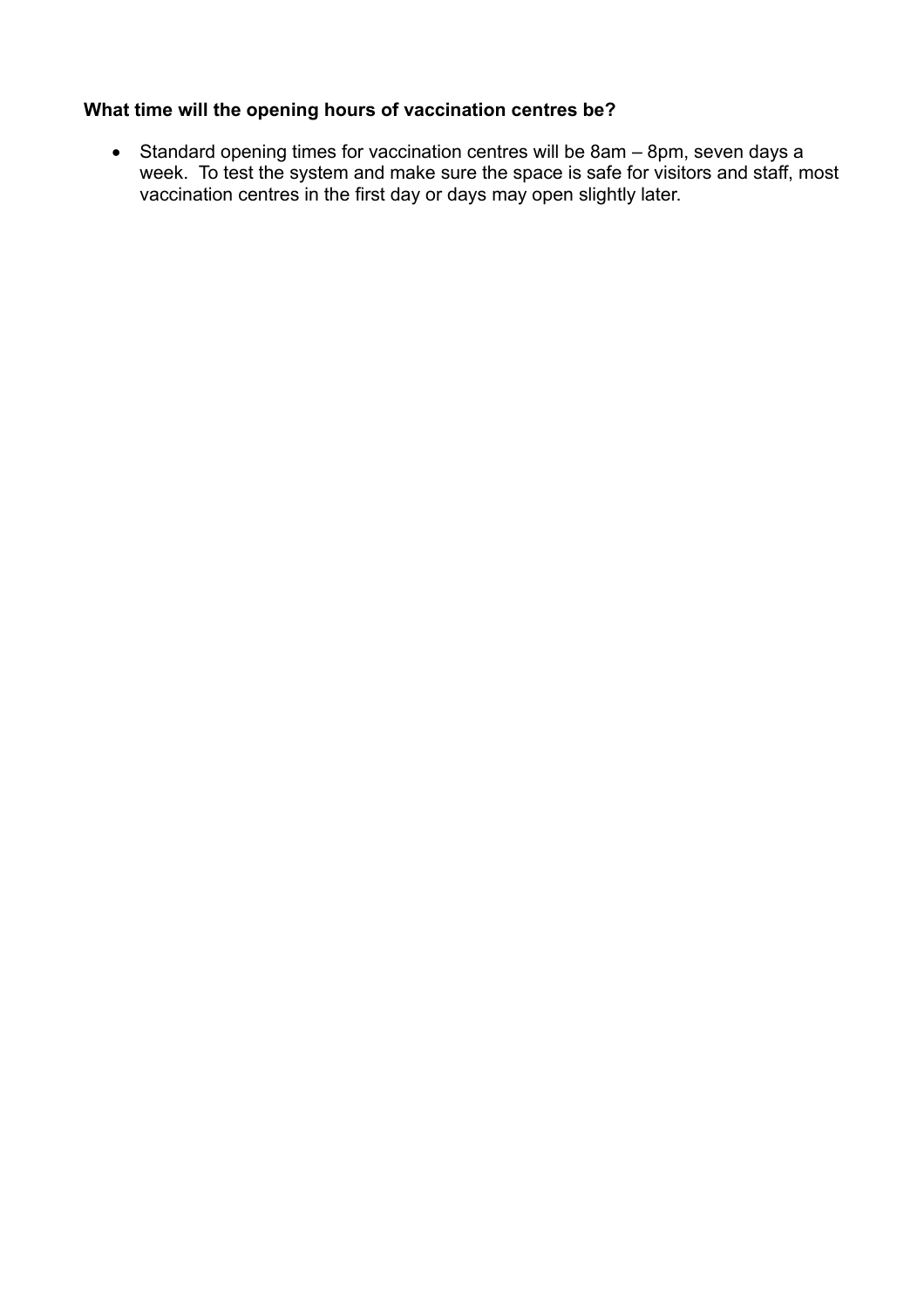**What time will the opening hours of vaccination centres be?**

- Standard opening times for vaccination centres will be 8am – 8pm, seven days a week. To test the system and make sure the space is safe for visitors and staff, most vaccination centres in the first day or days may open slightly later.